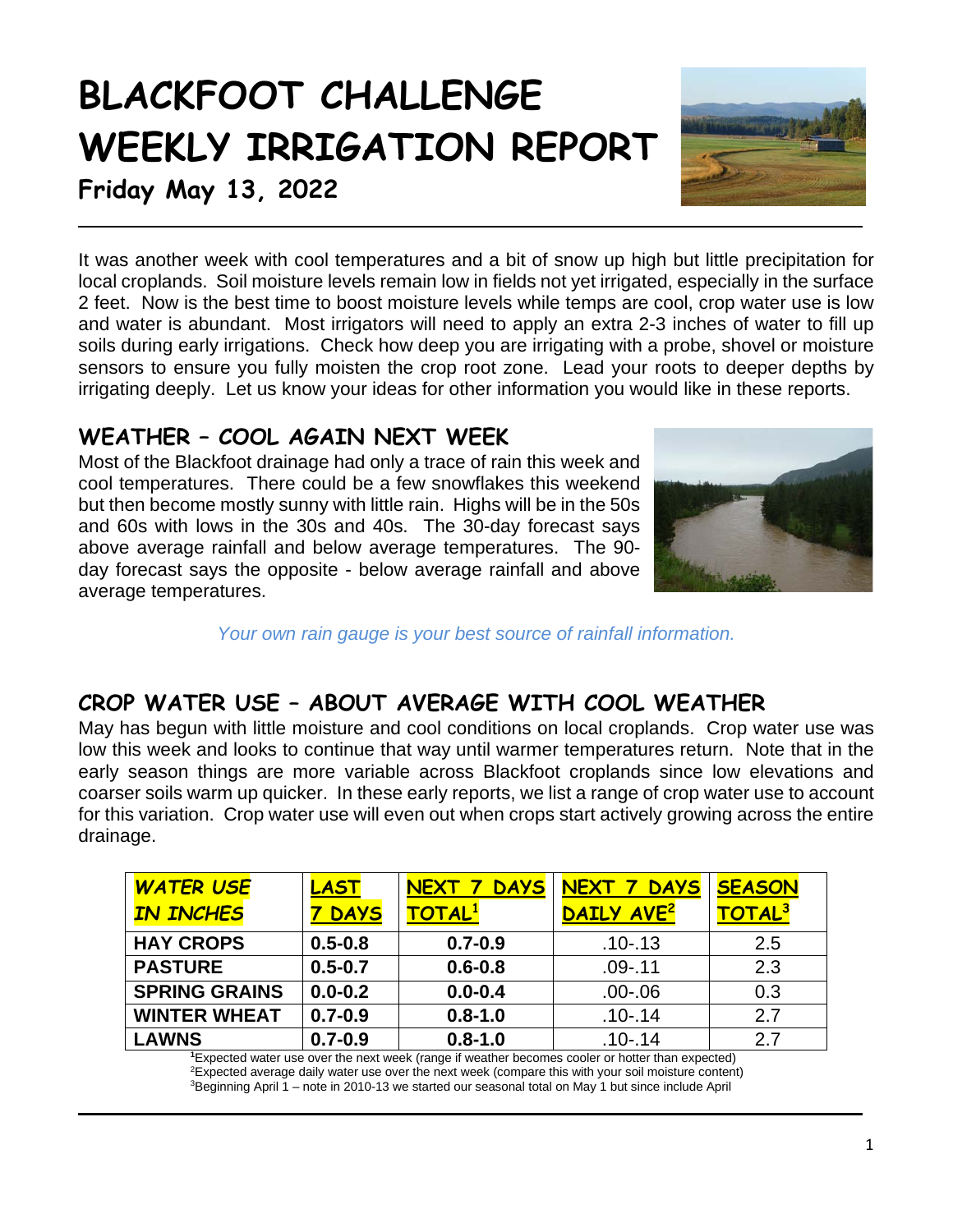# BLACKFOOT CHALLENGE WEEKLY IRRIGATION REPORT

**Friday May 13, 2022**

It was another week with cool temperatures and a bit of snow up high but little precipitation for local croplands. Soil moisture levels remain low in fields not yet irrigated, especially in the surface 2 feet. Now is the best time to boost moisture levels while temps are cool, crop water use is low and water is abundant. Most irrigators will need to apply an extra 2-3 inches of water to fill up soils during early irrigations. Check how deep you are irrigating with a probe, shovel or moisture sensors to ensure you fully moisten the crop root zone. Lead your roots to deeper depths by irrigating deeply. Let us know your ideas for other information you would like in these reports.

## WEATHER – COOL AGAIN NEXT WEEK

Most of the Blackfoot drainage had only a trace of rain this week and cool temperatures. There could be a few snowflakes this weekend but then become mostly sunny with little rain. Highs will be in the 50s and 60s with lows in the 30s and 40s. The 30-day forecast says above average rainfall and below average temperatures. The 90-day forecast says the opposite - below average rainfall and above average temperatures.

*Your own rain gauge is your best source of rainfall information.*

## CROP WATER USE – ABOUT AVERAGE WITH COOL WEATHER

May has begun with little moisture and cool conditions on local croplands. Crop water use was low this week and looks to continue that way until warmer temperatures return. Note that in the early season things are more variable across Blackfoot croplands since low elevations and coarser soils warm up quicker. In these early reports, we list a range of crop water use to account for this variation. Crop water use will even out when crops start actively growing across the entire drainage.

| *WATER USE IN INCHES* | LAST 7 DAYS | NEXT 7 DAYS TOTAL[1] | NEXT 7 DAYS DAILY AVE[2] | SEASON TOTAL[3] |
|---|---|---|---|---|
| **HAY CROPS** | **0.5-0.8** | **0.7-0.9** | .10-.13 | 2.5 |
| **PASTURE** | **0.5-0.7** | **0.6-0.8** | .09-.11 | 2.3 |
| **SPRING GRAINS** | **0.0-0.2** | **0.0-0.4** | .00-.06 | 0.3 |
| **WINTER WHEAT** | **0.7-0.9** | **0.8-1.0** | .10-.14 | 2.7 |
| **LAWNS** | **0.7-0.9** | **0.8-1.0** | .10-.14 | 2.7 |

[1]Expected water use over the next week (range if weather becomes cooler or hotter than expected)
[2]Expected average daily water use over the next week (compare this with your soil moisture content)
[3]Beginning April 1 – note in 2010-13 we started our seasonal total on May 1 but since include April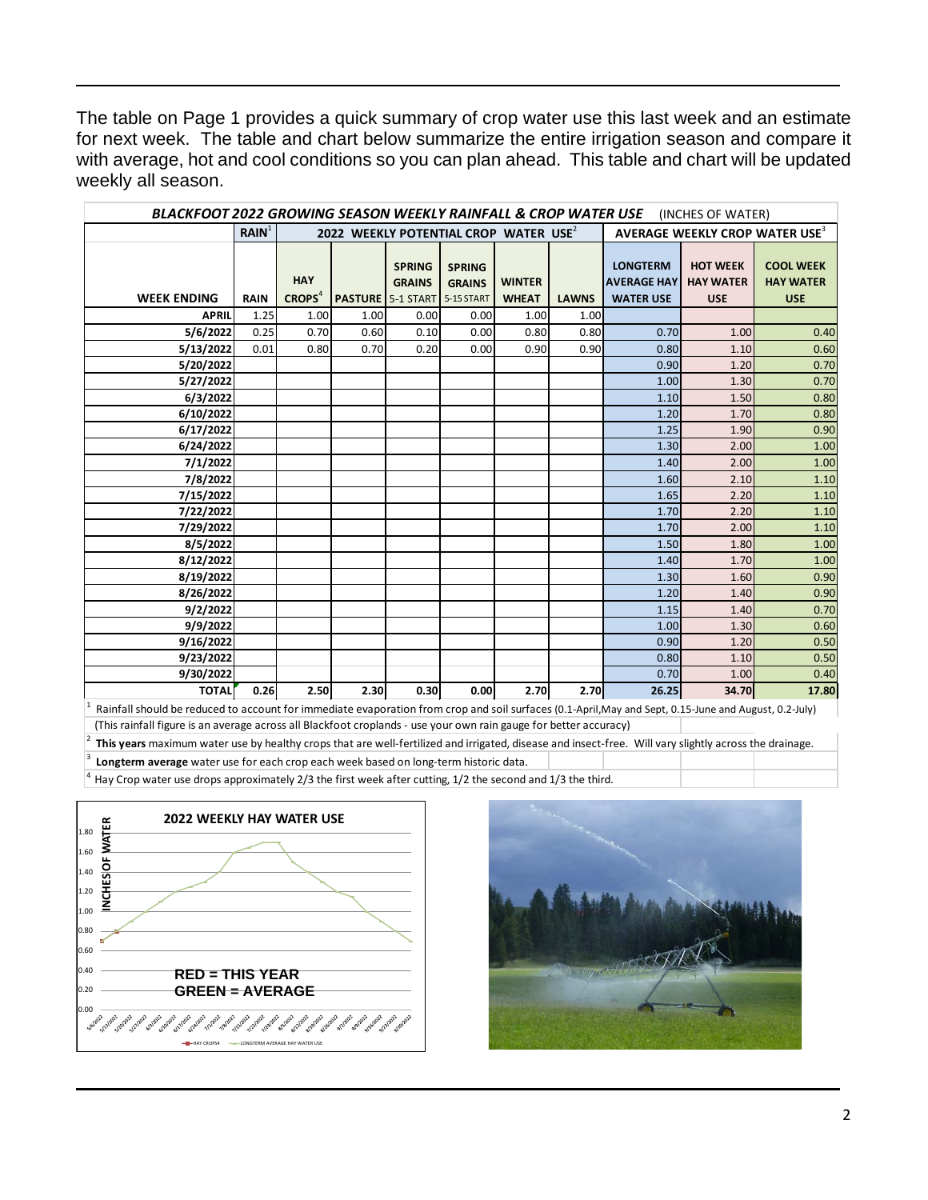The table on Page 1 provides a quick summary of crop water use this last week and an estimate for next week. The table and chart below summarize the entire irrigation season and compare it with average, hot and cool conditions so you can plan ahead. This table and chart will be updated weekly all season.

***BLACKFOOT 2022 GROWING SEASON WEEKLY RAINFALL & CROP WATER USE*** (INCHES OF WATER)

| | RAIN[1] | 2022 WEEKLY POTENTIAL CROP WATER USE[2] | | | | | | AVERAGE WEEKLY CROP WATER USE[3] | | |
|---|---|---|---|---|---|---|---|---|---|---|
| **WEEK ENDING** | **RAIN** | **HAY CROPS[4]** | **PASTURE** | **SPRING GRAINS 5-1 START** | **SPRING GRAINS 5-15 START** | **WINTER WHEAT** | **LAWNS** | **LONGTERM AVERAGE HAY WATER USE** | **HOT WEEK HAY WATER USE** | **COOL WEEK HAY WATER USE** |
| **APRIL** | 1.25 | 1.00 | 1.00 | 0.00 | 0.00 | 1.00 | 1.00 | | | |
| **5/6/2022** | 0.25 | 0.70 | 0.60 | 0.10 | 0.00 | 0.80 | 0.80 | 0.70 | 1.00 | 0.40 |
| **5/13/2022** | 0.01 | 0.80 | 0.70 | 0.20 | 0.00 | 0.90 | 0.90 | 0.80 | 1.10 | 0.60 |
| **5/20/2022** | | | | | | | | 0.90 | 1.20 | 0.70 |
| **5/27/2022** | | | | | | | | 1.00 | 1.30 | 0.70 |
| **6/3/2022** | | | | | | | | 1.10 | 1.50 | 0.80 |
| **6/10/2022** | | | | | | | | 1.20 | 1.70 | 0.80 |
| **6/17/2022** | | | | | | | | 1.25 | 1.90 | 0.90 |
| **6/24/2022** | | | | | | | | 1.30 | 2.00 | 1.00 |
| **7/1/2022** | | | | | | | | 1.40 | 2.00 | 1.00 |
| **7/8/2022** | | | | | | | | 1.60 | 2.10 | 1.10 |
| **7/15/2022** | | | | | | | | 1.65 | 2.20 | 1.10 |
| **7/22/2022** | | | | | | | | 1.70 | 2.20 | 1.10 |
| **7/29/2022** | | | | | | | | 1.70 | 2.00 | 1.10 |
| **8/5/2022** | | | | | | | | 1.50 | 1.80 | 1.00 |
| **8/12/2022** | | | | | | | | 1.40 | 1.70 | 1.00 |
| **8/19/2022** | | | | | | | | 1.30 | 1.60 | 0.90 |
| **8/26/2022** | | | | | | | | 1.20 | 1.40 | 0.90 |
| **9/2/2022** | | | | | | | | 1.15 | 1.40 | 0.70 |
| **9/9/2022** | | | | | | | | 1.00 | 1.30 | 0.60 |
| **9/16/2022** | | | | | | | | 0.90 | 1.20 | 0.50 |
| **9/23/2022** | | | | | | | | 0.80 | 1.10 | 0.50 |
| **9/30/2022** | | | | | | | | 0.70 | 1.00 | 0.40 |
| **TOTAL** | **0.26** | **2.50** | **2.30** | **0.30** | **0.00** | **2.70** | **2.70** | **26.25** | **34.70** | **17.80** |

[1] Rainfall should be reduced to account for immediate evaporation from crop and soil surfaces (0.1-April,May and Sept, 0.15-June and August, 0.2-July) (This rainfall figure is an average across all Blackfoot croplands - use your own rain gauge for better accuracy)

[2] **This years** maximum water use by healthy crops that are well-fertilized and irrigated, disease and insect-free. Will vary slightly across the drainage.

[3] **Longterm average** water use for each crop each week based on long-term historic data.

[4] Hay Crop water use drops approximately 2/3 the first week after cutting, 1/2 the second and 1/3 the third.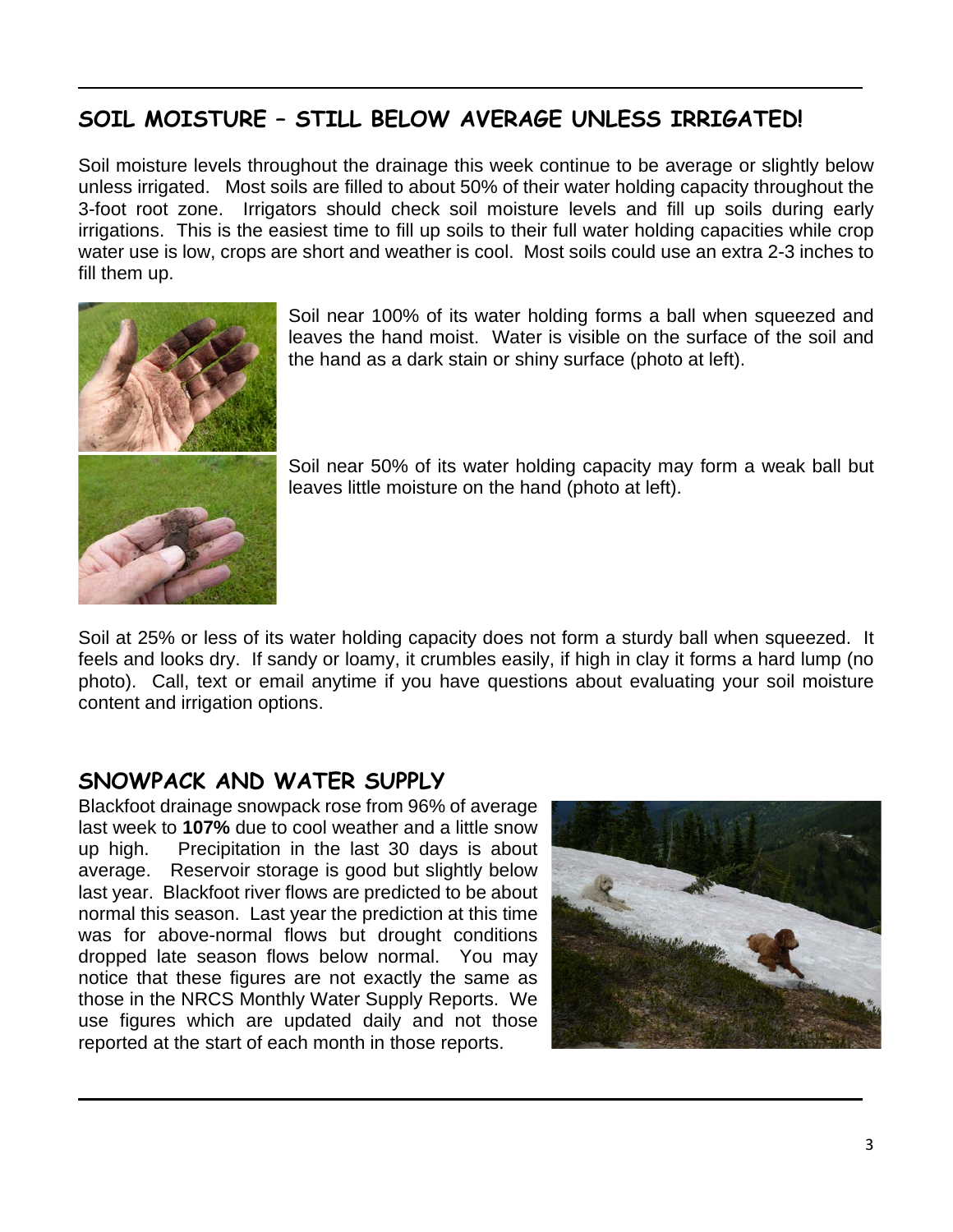## SOIL MOISTURE – STILL BELOW AVERAGE UNLESS IRRIGATED!

Soil moisture levels throughout the drainage this week continue to be average or slightly below unless irrigated. Most soils are filled to about 50% of their water holding capacity throughout the 3-foot root zone. Irrigators should check soil moisture levels and fill up soils during early irrigations. This is the easiest time to fill up soils to their full water holding capacities while crop water use is low, crops are short and weather is cool. Most soils could use an extra 2-3 inches to fill them up.

Soil near 100% of its water holding forms a ball when squeezed and leaves the hand moist. Water is visible on the surface of the soil and the hand as a dark stain or shiny surface (photo at left).

Soil near 50% of its water holding capacity may form a weak ball but leaves little moisture on the hand (photo at left).

Soil at 25% or less of its water holding capacity does not form a sturdy ball when squeezed. It feels and looks dry. If sandy or loamy, it crumbles easily, if high in clay it forms a hard lump (no photo). Call, text or email anytime if you have questions about evaluating your soil moisture content and irrigation options.

## SNOWPACK AND WATER SUPPLY

Blackfoot drainage snowpack rose from 96% of average last week to **107%** due to cool weather and a little snow up high. Precipitation in the last 30 days is about average. Reservoir storage is good but slightly below last year. Blackfoot river flows are predicted to be about normal this season. Last year the prediction at this time was for above-normal flows but drought conditions dropped late season flows below normal. You may notice that these figures are not exactly the same as those in the NRCS Monthly Water Supply Reports. We use figures which are updated daily and not those reported at the start of each month in those reports.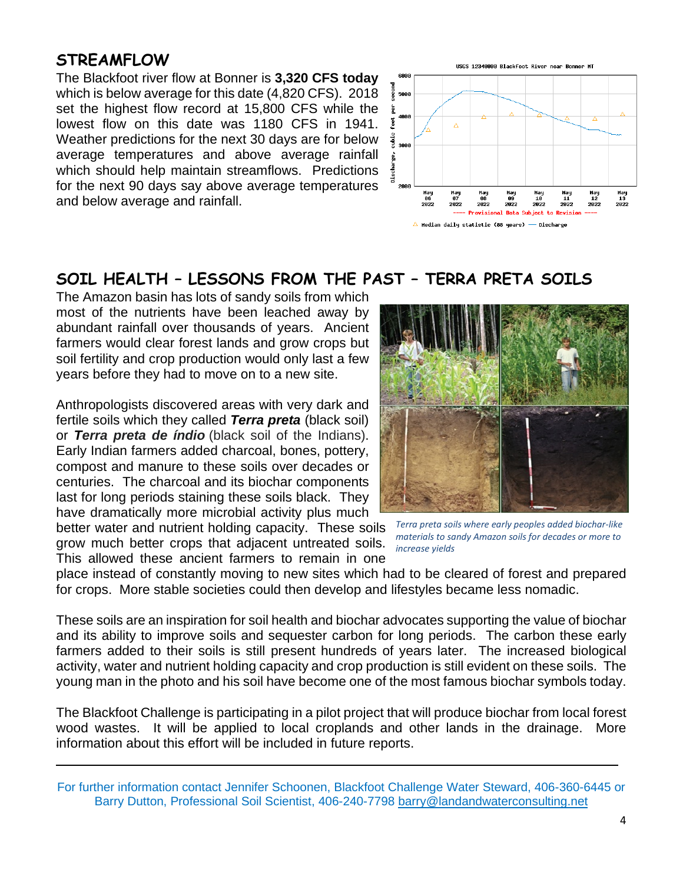## STREAMFLOW

The Blackfoot river flow at Bonner is **3,320 CFS today** which is below average for this date (4,820 CFS). 2018 set the highest flow record at 15,800 CFS while the lowest flow on this date was 1180 CFS in 1941. Weather predictions for the next 30 days are for below average temperatures and above average rainfall which should help maintain streamflows. Predictions for the next 90 days say above average temperatures and below average and rainfall.

## SOIL HEALTH – LESSONS FROM THE PAST – TERRA PRETA SOILS

The Amazon basin has lots of sandy soils from which most of the nutrients have been leached away by abundant rainfall over thousands of years. Ancient farmers would clear forest lands and grow crops but soil fertility and crop production would only last a few years before they had to move on to a new site.

Anthropologists discovered areas with very dark and fertile soils which they called ***Terra preta*** (black soil) or ***Terra preta de índio*** (black soil of the Indians). Early Indian farmers added charcoal, bones, pottery, compost and manure to these soils over decades or centuries. The charcoal and its biochar components last for long periods staining these soils black. They have dramatically more microbial activity plus much better water and nutrient holding capacity. These soils grow much better crops that adjacent untreated soils. This allowed these ancient farmers to remain in one place instead of constantly moving to new sites which had to be cleared of forest and prepared for crops. More stable societies could then develop and lifestyles became less nomadic.

*Terra preta soils where early peoples added biochar-like materials to sandy Amazon soils for decades or more to increase yields*

These soils are an inspiration for soil health and biochar advocates supporting the value of biochar and its ability to improve soils and sequester carbon for long periods. The carbon these early farmers added to their soils is still present hundreds of years later. The increased biological activity, water and nutrient holding capacity and crop production is still evident on these soils. The young man in the photo and his soil have become one of the most famous biochar symbols today.

The Blackfoot Challenge is participating in a pilot project that will produce biochar from local forest wood wastes. It will be applied to local croplands and other lands in the drainage. More information about this effort will be included in future reports.

---

For further information contact Jennifer Schoonen, Blackfoot Challenge Water Steward, 406-360-6445 or Barry Dutton, Professional Soil Scientist, 406-240-7798 barry@landandwaterconsulting.net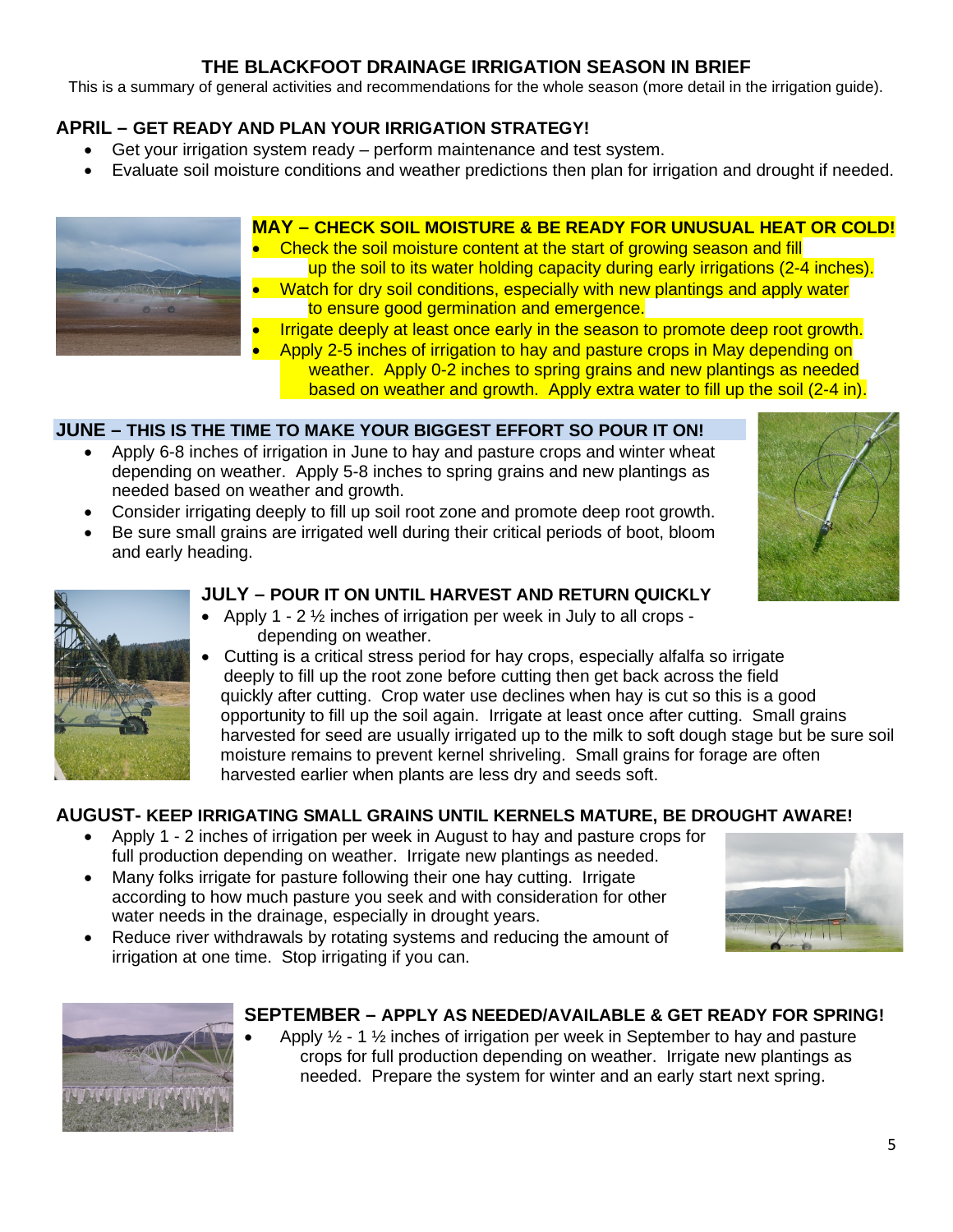# THE BLACKFOOT DRAINAGE IRRIGATION SEASON IN BRIEF

This is a summary of general activities and recommendations for the whole season (more detail in the irrigation guide).

## APRIL – GET READY AND PLAN YOUR IRRIGATION STRATEGY!

- Get your irrigation system ready – perform maintenance and test system.
- Evaluate soil moisture conditions and weather predictions then plan for irrigation and drought if needed.

## MAY – CHECK SOIL MOISTURE & BE READY FOR UNUSUAL HEAT OR COLD!

- Check the soil moisture content at the start of growing season and fill up the soil to its water holding capacity during early irrigations (2-4 inches).
- Watch for dry soil conditions, especially with new plantings and apply water to ensure good germination and emergence.
- Irrigate deeply at least once early in the season to promote deep root growth.
- Apply 2-5 inches of irrigation to hay and pasture crops in May depending on weather. Apply 0-2 inches to spring grains and new plantings as needed based on weather and growth. Apply extra water to fill up the soil (2-4 in).

## JUNE – THIS IS THE TIME TO MAKE YOUR BIGGEST EFFORT SO POUR IT ON!

- Apply 6-8 inches of irrigation in June to hay and pasture crops and winter wheat depending on weather. Apply 5-8 inches to spring grains and new plantings as needed based on weather and growth.
- Consider irrigating deeply to fill up soil root zone and promote deep root growth.
- Be sure small grains are irrigated well during their critical periods of boot, bloom and early heading.

## JULY – POUR IT ON UNTIL HARVEST AND RETURN QUICKLY

- Apply 1 - 2 ½ inches of irrigation per week in July to all crops - depending on weather.
- Cutting is a critical stress period for hay crops, especially alfalfa so irrigate deeply to fill up the root zone before cutting then get back across the field quickly after cutting. Crop water use declines when hay is cut so this is a good opportunity to fill up the soil again. Irrigate at least once after cutting. Small grains harvested for seed are usually irrigated up to the milk to soft dough stage but be sure soil moisture remains to prevent kernel shriveling. Small grains for forage are often harvested earlier when plants are less dry and seeds soft.

## AUGUST- KEEP IRRIGATING SMALL GRAINS UNTIL KERNELS MATURE, BE DROUGHT AWARE!

- Apply 1 - 2 inches of irrigation per week in August to hay and pasture crops for full production depending on weather. Irrigate new plantings as needed.
- Many folks irrigate for pasture following their one hay cutting. Irrigate according to how much pasture you seek and with consideration for other water needs in the drainage, especially in drought years.
- Reduce river withdrawals by rotating systems and reducing the amount of irrigation at one time. Stop irrigating if you can.

## SEPTEMBER – APPLY AS NEEDED/AVAILABLE & GET READY FOR SPRING!

- Apply ½ - 1 ½ inches of irrigation per week in September to hay and pasture crops for full production depending on weather. Irrigate new plantings as needed. Prepare the system for winter and an early start next spring.